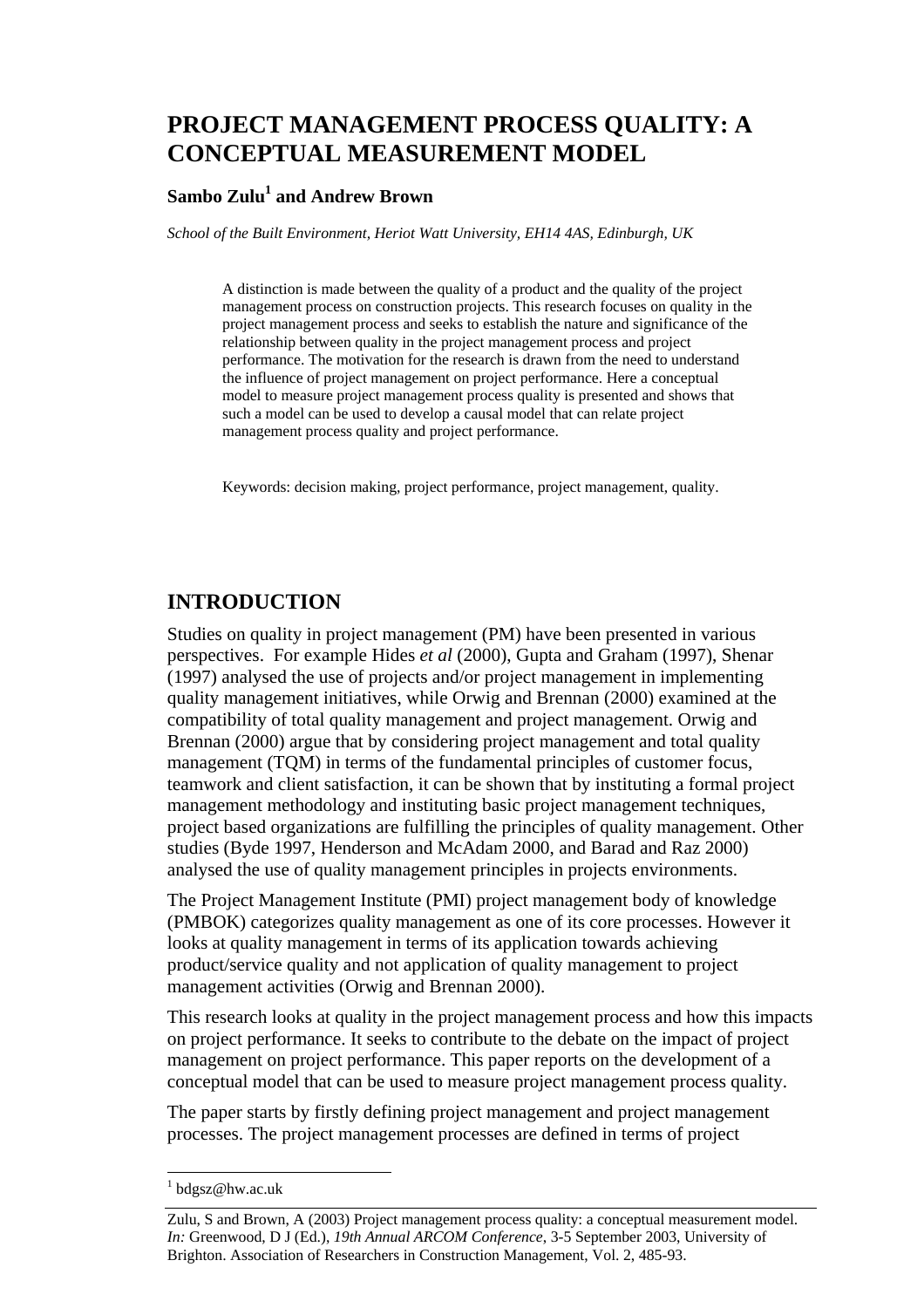# PROJECT MANAGEMENT PROCESS QUALITY: A CONCEPTUAL MEASUREMENT MODEL

**Sambo Zulu[1] and Andrew Brown**

*School of the Built Environment, Heriot Watt University, EH14 4AS, Edinburgh, UK*

A distinction is made between the quality of a product and the quality of the project management process on construction projects. This research focuses on quality in the project management process and seeks to establish the nature and significance of the relationship between quality in the project management process and project performance. The motivation for the research is drawn from the need to understand the influence of project management on project performance. Here a conceptual model to measure project management process quality is presented and shows that such a model can be used to develop a causal model that can relate project management process quality and project performance.

Keywords: decision making, project performance, project management, quality.

## INTRODUCTION

Studies on quality in project management (PM) have been presented in various perspectives. For example Hides *et al* (2000), Gupta and Graham (1997), Shenar (1997) analysed the use of projects and/or project management in implementing quality management initiatives, while Orwig and Brennan (2000) examined at the compatibility of total quality management and project management. Orwig and Brennan (2000) argue that by considering project management and total quality management (TQM) in terms of the fundamental principles of customer focus, teamwork and client satisfaction, it can be shown that by instituting a formal project management methodology and instituting basic project management techniques, project based organizations are fulfilling the principles of quality management. Other studies (Byde 1997, Henderson and McAdam 2000, and Barad and Raz 2000) analysed the use of quality management principles in projects environments.

The Project Management Institute (PMI) project management body of knowledge (PMBOK) categorizes quality management as one of its core processes. However it looks at quality management in terms of its application towards achieving product/service quality and not application of quality management to project management activities (Orwig and Brennan 2000).

This research looks at quality in the project management process and how this impacts on project performance. It seeks to contribute to the debate on the impact of project management on project performance. This paper reports on the development of a conceptual model that can be used to measure project management process quality.

The paper starts by firstly defining project management and project management processes. The project management processes are defined in terms of project

[1] bdgsz@hw.ac.uk

Zulu, S and Brown, A (2003) Project management process quality: a conceptual measurement model. *In:* Greenwood, D J (Ed.), *19th Annual ARCOM Conference*, 3-5 September 2003, University of Brighton. Association of Researchers in Construction Management, Vol. 2, 485-93.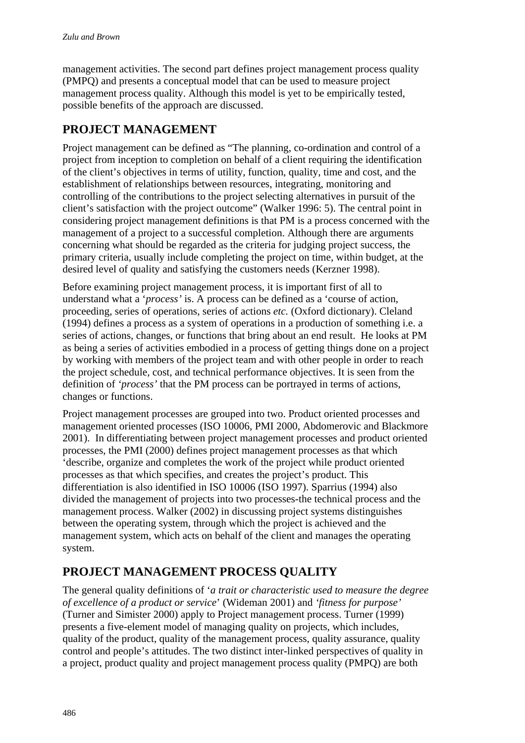management activities. The second part defines project management process quality (PMPQ) and presents a conceptual model that can be used to measure project management process quality. Although this model is yet to be empirically tested, possible benefits of the approach are discussed.

## PROJECT MANAGEMENT

Project management can be defined as "The planning, co-ordination and control of a project from inception to completion on behalf of a client requiring the identification of the client's objectives in terms of utility, function, quality, time and cost, and the establishment of relationships between resources, integrating, monitoring and controlling of the contributions to the project selecting alternatives in pursuit of the client's satisfaction with the project outcome" (Walker 1996: 5). The central point in considering project management definitions is that PM is a process concerned with the management of a project to a successful completion. Although there are arguments concerning what should be regarded as the criteria for judging project success, the primary criteria, usually include completing the project on time, within budget, at the desired level of quality and satisfying the customers needs (Kerzner 1998).

Before examining project management process, it is important first of all to understand what a '*process'* is. A process can be defined as a 'course of action, proceeding, series of operations, series of actions *etc.* (Oxford dictionary). Cleland (1994) defines a process as a system of operations in a production of something i.e. a series of actions, changes, or functions that bring about an end result. He looks at PM as being a series of activities embodied in a process of getting things done on a project by working with members of the project team and with other people in order to reach the project schedule, cost, and technical performance objectives. It is seen from the definition of *'process'* that the PM process can be portrayed in terms of actions, changes or functions.

Project management processes are grouped into two. Product oriented processes and management oriented processes (ISO 10006, PMI 2000, Abdomerovic and Blackmore 2001). In differentiating between project management processes and product oriented processes, the PMI (2000) defines project management processes as that which 'describe, organize and completes the work of the project while product oriented processes as that which specifies, and creates the project's product. This differentiation is also identified in ISO 10006 (ISO 1997). Sparrius (1994) also divided the management of projects into two processes-the technical process and the management process. Walker (2002) in discussing project systems distinguishes between the operating system, through which the project is achieved and the management system, which acts on behalf of the client and manages the operating system.

## PROJECT MANAGEMENT PROCESS QUALITY

The general quality definitions of '*a trait or characteristic used to measure the degree of excellence of a product or service*' (Wideman 2001) and *'fitness for purpose'* (Turner and Simister 2000) apply to Project management process. Turner (1999) presents a five-element model of managing quality on projects, which includes, quality of the product, quality of the management process, quality assurance, quality control and people's attitudes. The two distinct inter-linked perspectives of quality in a project, product quality and project management process quality (PMPQ) are both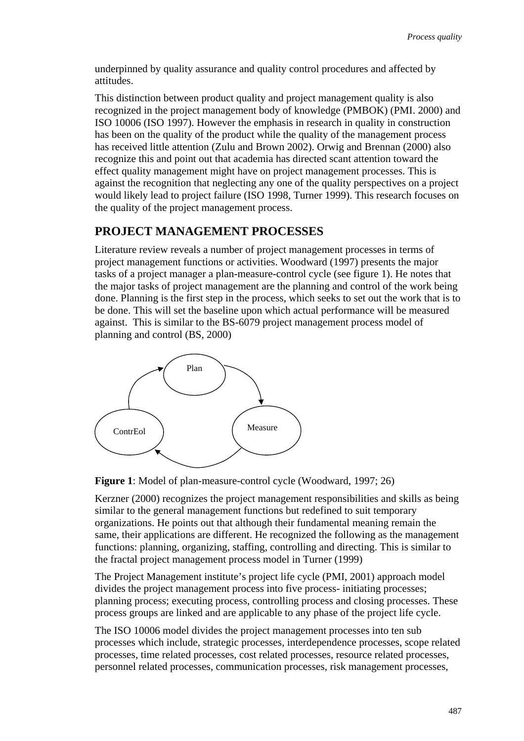underpinned by quality assurance and quality control procedures and affected by attitudes.

This distinction between product quality and project management quality is also recognized in the project management body of knowledge (PMBOK) (PMI. 2000) and ISO 10006 (ISO 1997). However the emphasis in research in quality in construction has been on the quality of the product while the quality of the management process has received little attention (Zulu and Brown 2002). Orwig and Brennan (2000) also recognize this and point out that academia has directed scant attention toward the effect quality management might have on project management processes. This is against the recognition that neglecting any one of the quality perspectives on a project would likely lead to project failure (ISO 1998, Turner 1999). This research focuses on the quality of the project management process.

## PROJECT MANAGEMENT PROCESSES

Literature review reveals a number of project management processes in terms of project management functions or activities. Woodward (1997) presents the major tasks of a project manager a plan-measure-control cycle (see figure 1). He notes that the major tasks of project management are the planning and control of the work being done. Planning is the first step in the process, which seeks to set out the work that is to be done. This will set the baseline upon which actual performance will be measured against. This is similar to the BS-6079 project management process model of planning and control (BS, 2000)

Plan

Measure

ContrEol

**Figure 1**: Model of plan-measure-control cycle (Woodward, 1997; 26)

Kerzner (2000) recognizes the project management responsibilities and skills as being similar to the general management functions but redefined to suit temporary organizations. He points out that although their fundamental meaning remain the same, their applications are different. He recognized the following as the management functions: planning, organizing, staffing, controlling and directing. This is similar to the fractal project management process model in Turner (1999)

The Project Management institute's project life cycle (PMI, 2001) approach model divides the project management process into five process- initiating processes; planning process; executing process, controlling process and closing processes. These process groups are linked and are applicable to any phase of the project life cycle.

The ISO 10006 model divides the project management processes into ten sub processes which include, strategic processes, interdependence processes, scope related processes, time related processes, cost related processes, resource related processes, personnel related processes, communication processes, risk management processes,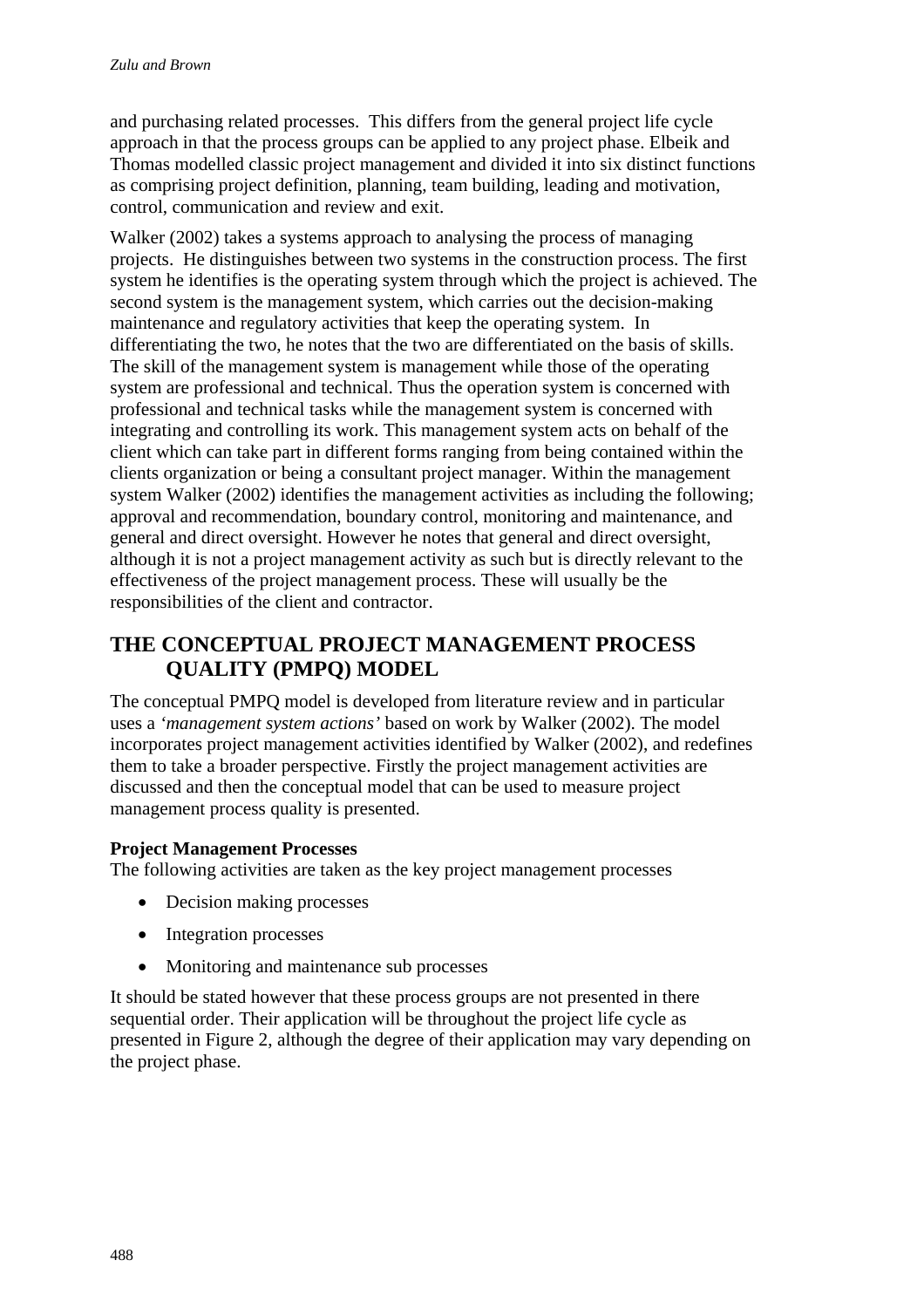and purchasing related processes. This differs from the general project life cycle approach in that the process groups can be applied to any project phase. Elbeik and Thomas modelled classic project management and divided it into six distinct functions as comprising project definition, planning, team building, leading and motivation, control, communication and review and exit.

Walker (2002) takes a systems approach to analysing the process of managing projects. He distinguishes between two systems in the construction process. The first system he identifies is the operating system through which the project is achieved. The second system is the management system, which carries out the decision-making maintenance and regulatory activities that keep the operating system. In differentiating the two, he notes that the two are differentiated on the basis of skills. The skill of the management system is management while those of the operating system are professional and technical. Thus the operation system is concerned with professional and technical tasks while the management system is concerned with integrating and controlling its work. This management system acts on behalf of the client which can take part in different forms ranging from being contained within the clients organization or being a consultant project manager. Within the management system Walker (2002) identifies the management activities as including the following; approval and recommendation, boundary control, monitoring and maintenance, and general and direct oversight. However he notes that general and direct oversight, although it is not a project management activity as such but is directly relevant to the effectiveness of the project management process. These will usually be the responsibilities of the client and contractor.

## THE CONCEPTUAL PROJECT MANAGEMENT PROCESS QUALITY (PMPQ) MODEL

The conceptual PMPQ model is developed from literature review and in particular uses a *'management system actions'* based on work by Walker (2002). The model incorporates project management activities identified by Walker (2002), and redefines them to take a broader perspective. Firstly the project management activities are discussed and then the conceptual model that can be used to measure project management process quality is presented.

### Project Management Processes

The following activities are taken as the key project management processes

- Decision making processes
- Integration processes
- Monitoring and maintenance sub processes

It should be stated however that these process groups are not presented in there sequential order. Their application will be throughout the project life cycle as presented in Figure 2, although the degree of their application may vary depending on the project phase.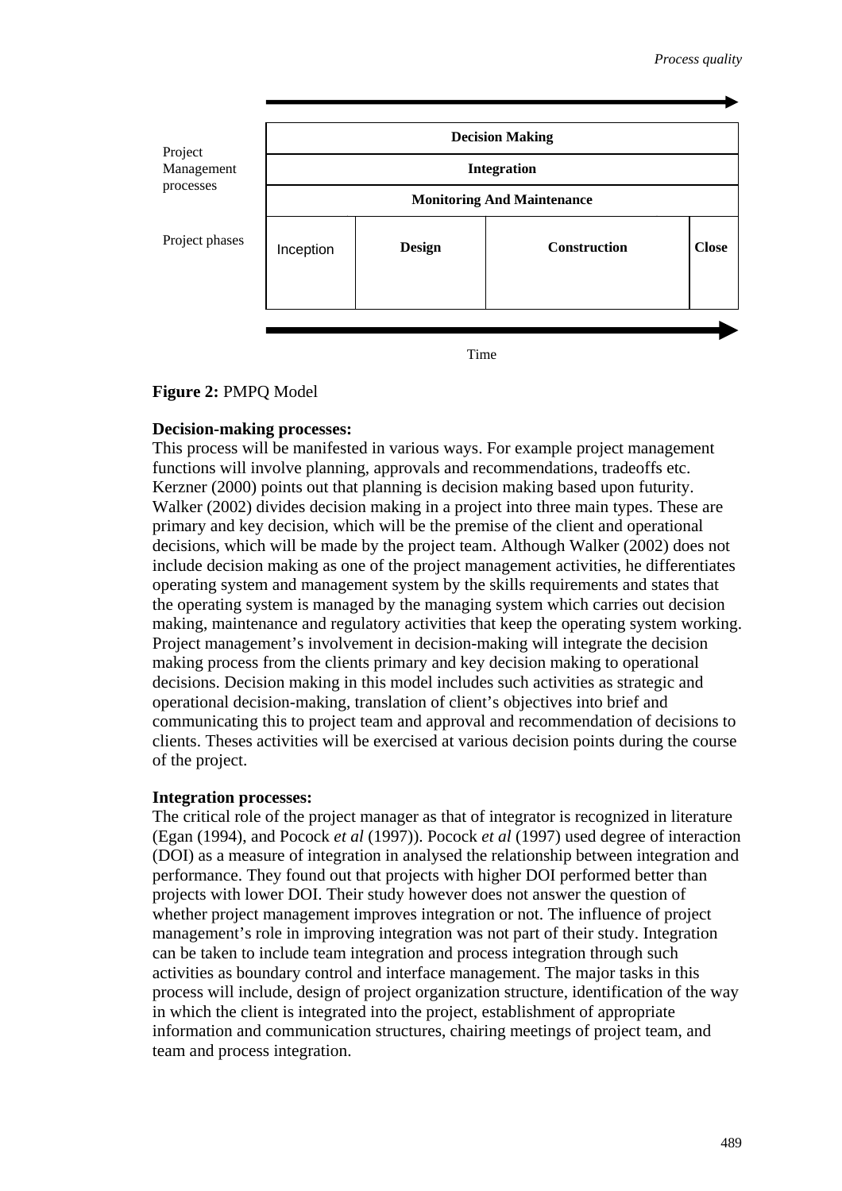| | | | | |
|---|---|---|---|---|
| Project Management processes | **Decision Making** | | | |
| | **Integration** | | | |
| | **Monitoring And Maintenance** | | | |
| Project phases | Inception | **Design** | **Construction** | **Close** |

Time

**Figure 2:** PMPQ Model

**Decision-making processes:**
This process will be manifested in various ways. For example project management functions will involve planning, approvals and recommendations, tradeoffs etc. Kerzner (2000) points out that planning is decision making based upon futurity. Walker (2002) divides decision making in a project into three main types. These are primary and key decision, which will be the premise of the client and operational decisions, which will be made by the project team. Although Walker (2002) does not include decision making as one of the project management activities, he differentiates operating system and management system by the skills requirements and states that the operating system is managed by the managing system which carries out decision making, maintenance and regulatory activities that keep the operating system working. Project management's involvement in decision-making will integrate the decision making process from the clients primary and key decision making to operational decisions. Decision making in this model includes such activities as strategic and operational decision-making, translation of client's objectives into brief and communicating this to project team and approval and recommendation of decisions to clients. Theses activities will be exercised at various decision points during the course of the project.

**Integration processes:**
The critical role of the project manager as that of integrator is recognized in literature (Egan (1994), and Pocock *et al* (1997)). Pocock *et al* (1997) used degree of interaction (DOI) as a measure of integration in analysed the relationship between integration and performance. They found out that projects with higher DOI performed better than projects with lower DOI. Their study however does not answer the question of whether project management improves integration or not. The influence of project management's role in improving integration was not part of their study. Integration can be taken to include team integration and process integration through such activities as boundary control and interface management. The major tasks in this process will include, design of project organization structure, identification of the way in which the client is integrated into the project, establishment of appropriate information and communication structures, chairing meetings of project team, and team and process integration.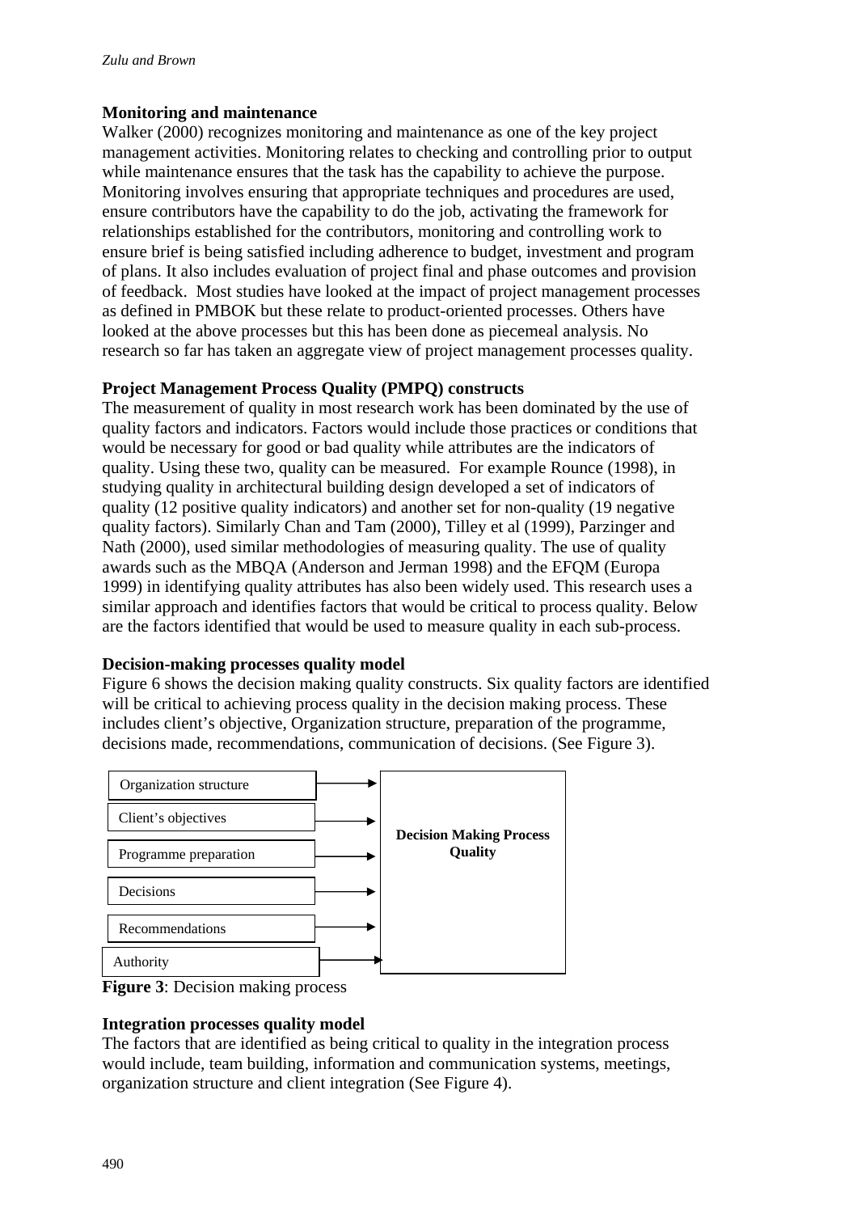### Monitoring and maintenance

Walker (2000) recognizes monitoring and maintenance as one of the key project management activities. Monitoring relates to checking and controlling prior to output while maintenance ensures that the task has the capability to achieve the purpose. Monitoring involves ensuring that appropriate techniques and procedures are used, ensure contributors have the capability to do the job, activating the framework for relationships established for the contributors, monitoring and controlling work to ensure brief is being satisfied including adherence to budget, investment and program of plans. It also includes evaluation of project final and phase outcomes and provision of feedback. Most studies have looked at the impact of project management processes as defined in PMBOK but these relate to product-oriented processes. Others have looked at the above processes but this has been done as piecemeal analysis. No research so far has taken an aggregate view of project management processes quality.

### Project Management Process Quality (PMPQ) constructs

The measurement of quality in most research work has been dominated by the use of quality factors and indicators. Factors would include those practices or conditions that would be necessary for good or bad quality while attributes are the indicators of quality. Using these two, quality can be measured. For example Rounce (1998), in studying quality in architectural building design developed a set of indicators of quality (12 positive quality indicators) and another set for non-quality (19 negative quality factors). Similarly Chan and Tam (2000), Tilley et al (1999), Parzinger and Nath (2000), used similar methodologies of measuring quality. The use of quality awards such as the MBQA (Anderson and Jerman 1998) and the EFQM (Europa 1999) in identifying quality attributes has also been widely used. This research uses a similar approach and identifies factors that would be critical to process quality. Below are the factors identified that would be used to measure quality in each sub-process.

### Decision-making processes quality model

Figure 6 shows the decision making quality constructs. Six quality factors are identified will be critical to achieving process quality in the decision making process. These includes client's objective, Organization structure, preparation of the programme, decisions made, recommendations, communication of decisions. (See Figure 3).

Organization structure → Decision Making Process Quality
Client's objectives → Decision Making Process Quality
Programme preparation → Decision Making Process Quality
Decisions → Decision Making Process Quality
Recommendations → Decision Making Process Quality
Authority → Decision Making Process Quality

**Figure 3**: Decision making process

### Integration processes quality model

The factors that are identified as being critical to quality in the integration process would include, team building, information and communication systems, meetings, organization structure and client integration (See Figure 4).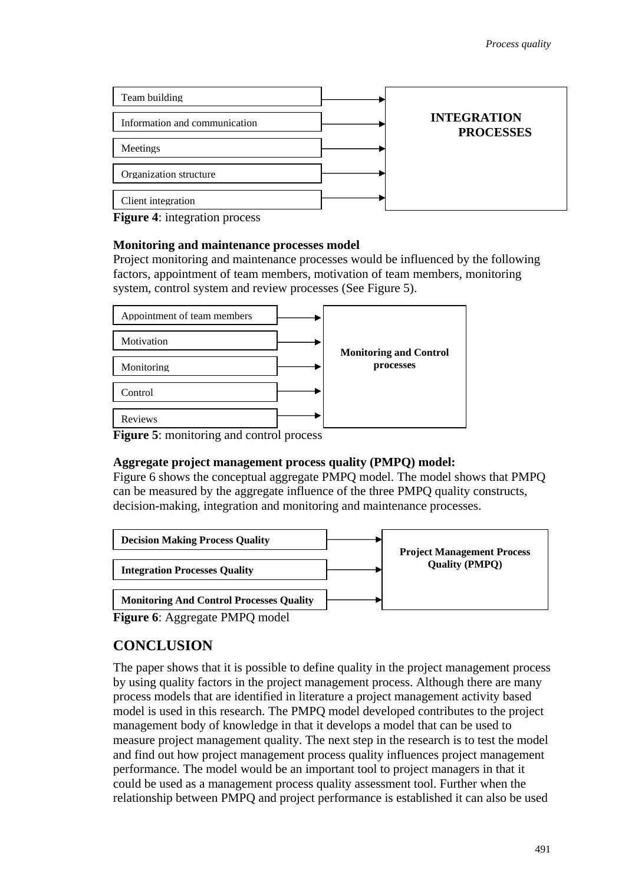Team building

Information and communication

Meetings

Organization structure

Client integration

**INTEGRATION PROCESSES**

**Figure 4**: integration process

**Monitoring and maintenance processes model**

Project monitoring and maintenance processes would be influenced by the following factors, appointment of team members, motivation of team members, monitoring system, control system and review processes (See Figure 5).

Appointment of team members

Motivation

Monitoring

Control

Reviews

**Monitoring and Control processes**

**Figure 5**: monitoring and control process

**Aggregate project management process quality (PMPQ) model:**

Figure 6 shows the conceptual aggregate PMPQ model. The model shows that PMPQ can be measured by the aggregate influence of the three PMPQ quality constructs, decision-making, integration and monitoring and maintenance processes.

**Decision Making Process Quality**

**Integration Processes Quality**

**Monitoring And Control Processes Quality**

**Project Management Process Quality (PMPQ)**

**Figure 6**: Aggregate PMPQ model

## CONCLUSION

The paper shows that it is possible to define quality in the project management process by using quality factors in the project management process. Although there are many process models that are identified in literature a project management activity based model is used in this research. The PMPQ model developed contributes to the project management body of knowledge in that it develops a model that can be used to measure project management quality. The next step in the research is to test the model and find out how project management process quality influences project management performance. The model would be an important tool to project managers in that it could be used as a management process quality assessment tool. Further when the relationship between PMPQ and project performance is established it can also be used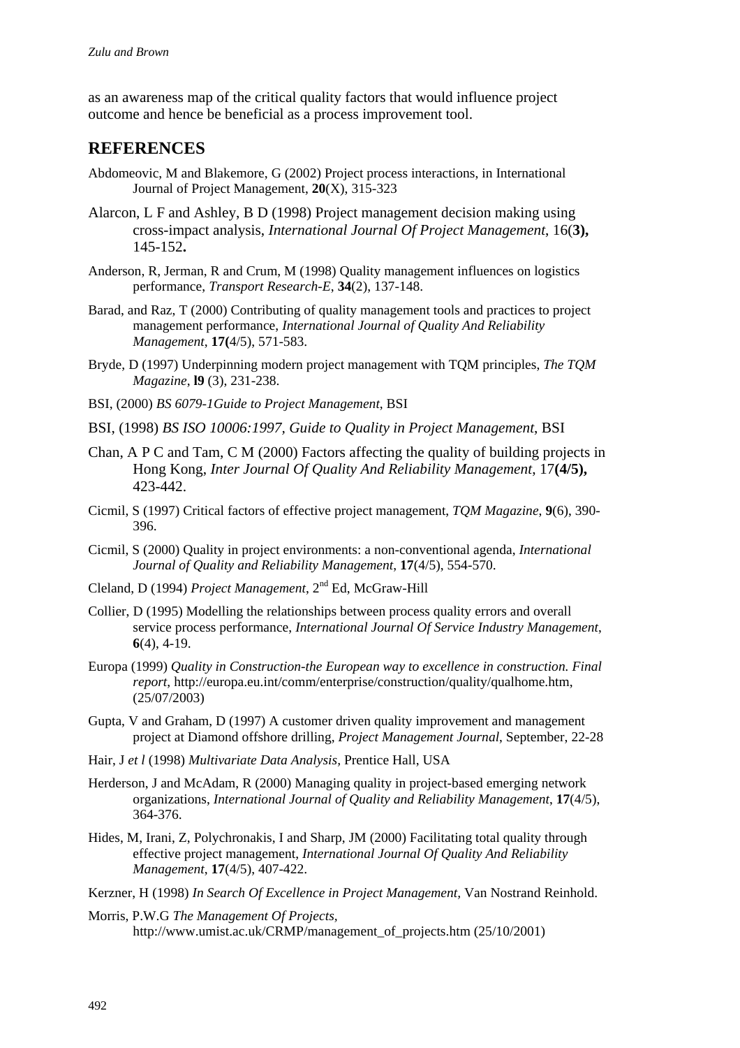as an awareness map of the critical quality factors that would influence project outcome and hence be beneficial as a process improvement tool.

## REFERENCES

Abdomeovic, M and Blakemore, G (2002) Project process interactions, in International Journal of Project Management, **20**(X), 315-323

Alarcon, L F and Ashley, B D (1998) Project management decision making using cross-impact analysis, *International Journal Of Project Management*, 16(**3),** 145-152**.**

Anderson, R, Jerman, R and Crum, M (1998) Quality management influences on logistics performance, *Transport Research-E*, **34**(2), 137-148.

Barad, and Raz, T (2000) Contributing of quality management tools and practices to project management performance, *International Journal of Quality And Reliability Management*, **17(**4/5), 571-583.

Bryde, D (1997) Underpinning modern project management with TQM principles, *The TQM Magazine*, **l9** (3), 231-238.

BSI, (2000) *BS 6079-1Guide to Project Management*, BSI

BSI, (1998) *BS ISO 10006:1997, Guide to Quality in Project Management*, BSI

Chan, A P C and Tam, C M (2000) Factors affecting the quality of building projects in Hong Kong, *Inter Journal Of Quality And Reliability Management*, 17**(4/5),** 423-442.

Cicmil, S (1997) Critical factors of effective project management, *TQM Magazine*, **9**(6), 390-396.

Cicmil, S (2000) Quality in project environments: a non-conventional agenda, *International Journal of Quality and Reliability Management*, **17**(4/5), 554-570.

Cleland, D (1994) *Project Management*, 2nd Ed, McGraw-Hill

Collier, D (1995) Modelling the relationships between process quality errors and overall service process performance, *International Journal Of Service Industry Management*, **6**(4), 4-19.

Europa (1999) *Quality in Construction-the European way to excellence in construction. Final report*, http://europa.eu.int/comm/enterprise/construction/quality/qualhome.htm, (25/07/2003)

Gupta, V and Graham, D (1997) A customer driven quality improvement and management project at Diamond offshore drilling, *Project Management Journal*, September, 22-28

Hair, J *et l* (1998) *Multivariate Data Analysis*, Prentice Hall, USA

Herderson, J and McAdam, R (2000) Managing quality in project-based emerging network organizations, *International Journal of Quality and Reliability Management*, **17**(4/5), 364-376.

Hides, M, Irani, Z, Polychronakis, I and Sharp, JM (2000) Facilitating total quality through effective project management, *International Journal Of Quality And Reliability Management*, **17**(4/5), 407-422.

Kerzner, H (1998) *In Search Of Excellence in Project Management*, Van Nostrand Reinhold.

Morris, P.W.G *The Management Of Projects*, http://www.umist.ac.uk/CRMP/management_of_projects.htm (25/10/2001)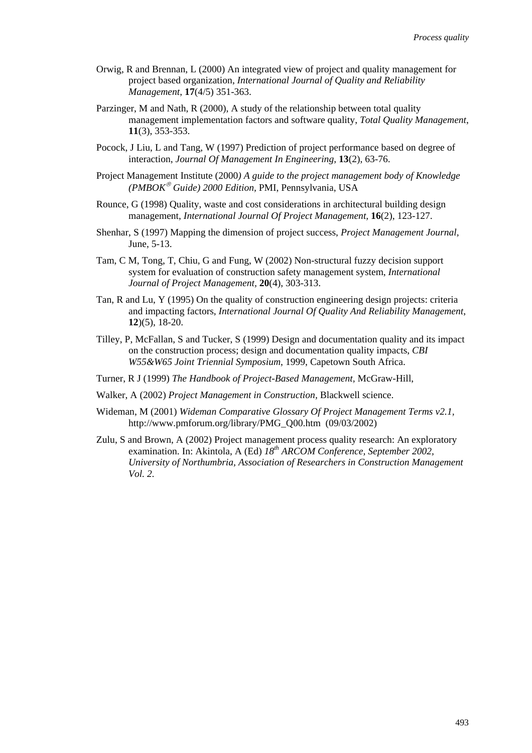Orwig, R and Brennan, L (2000) An integrated view of project and quality management for project based organization, *International Journal of Quality and Reliability Management*, **17**(4/5) 351-363.

Parzinger, M and Nath, R (2000), A study of the relationship between total quality management implementation factors and software quality, *Total Quality Management*, **11**(3), 353-353.

Pocock, J Liu, L and Tang, W (1997) Prediction of project performance based on degree of interaction, *Journal Of Management In Engineering*, **13**(2), 63-76.

Project Management Institute (2000*) A guide to the project management body of Knowledge (PMBOK® Guide) 2000 Edition,* PMI, Pennsylvania, USA

Rounce, G (1998) Quality, waste and cost considerations in architectural building design management, *International Journal Of Project Management,* **16**(2), 123-127.

Shenhar, S (1997) Mapping the dimension of project success, *Project Management Journal*, June, 5-13.

Tam, C M, Tong, T, Chiu, G and Fung, W (2002) Non-structural fuzzy decision support system for evaluation of construction safety management system, *International Journal of Project Management*, **20**(4), 303-313.

Tan, R and Lu, Y (1995) On the quality of construction engineering design projects: criteria and impacting factors, *International Journal Of Quality And Reliability Management*, **12**)(5), 18-20.

Tilley, P, McFallan, S and Tucker, S (1999) Design and documentation quality and its impact on the construction process; design and documentation quality impacts, *CBI W55&W65 Joint Triennial Symposium*, 1999, Capetown South Africa.

Turner, R J (1999) *The Handbook of Project-Based Management,* McGraw-Hill,

Walker, A (2002) *Project Management in Construction,* Blackwell science.

Wideman, M (2001) *Wideman Comparative Glossary Of Project Management Terms v2.1*, http://www.pmforum.org/library/PMG_Q00.htm (09/03/2002)

Zulu, S and Brown, A (2002) Project management process quality research: An exploratory examination. In: Akintola, A (Ed) *18th ARCOM Conference, September 2002, University of Northumbria, Association of Researchers in Construction Management Vol. 2.*